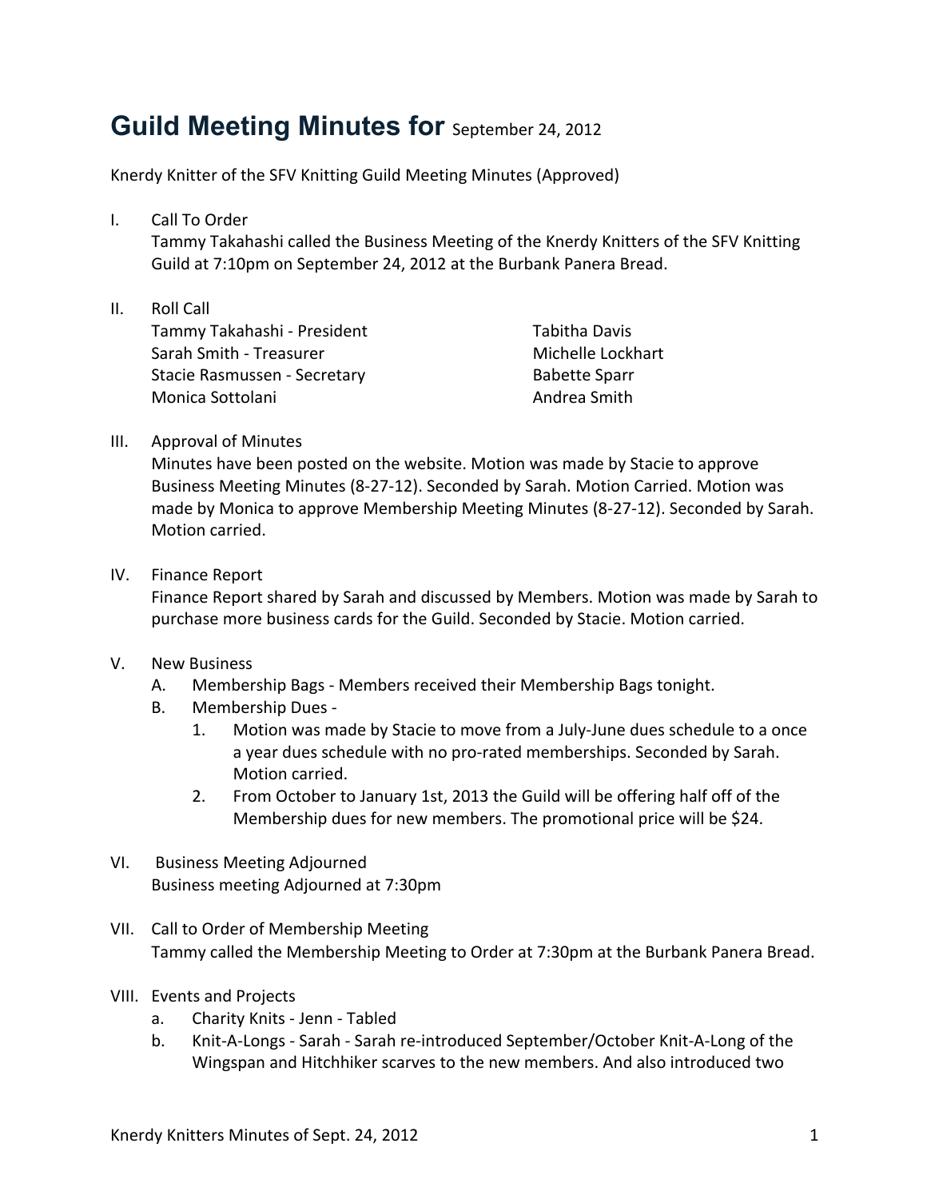# Guild Meeting Minutes for September 24, 2012

Knerdy Knitter of the SFV Knitting Guild Meeting Minutes (Approved)

I. Call To Order
   Tammy Takahashi called the Business Meeting of the Knerdy Knitters of the SFV Knitting Guild at 7:10pm on September 24, 2012 at the Burbank Panera Bread.

II. Roll Call
   Tammy Takahashi - President
   Sarah Smith - Treasurer
   Stacie Rasmussen - Secretary
   Monica Sottolani
   Tabitha Davis
   Michelle Lockhart
   Babette Sparr
   Andrea Smith

III. Approval of Minutes
   Minutes have been posted on the website. Motion was made by Stacie to approve Business Meeting Minutes (8-27-12). Seconded by Sarah. Motion Carried. Motion was made by Monica to approve Membership Meeting Minutes (8-27-12). Seconded by Sarah. Motion carried.

IV. Finance Report
   Finance Report shared by Sarah and discussed by Members. Motion was made by Sarah to purchase more business cards for the Guild. Seconded by Stacie. Motion carried.

V. New Business
   A. Membership Bags - Members received their Membership Bags tonight.
   B. Membership Dues -
      1. Motion was made by Stacie to move from a July-June dues schedule to a once a year dues schedule with no pro-rated memberships. Seconded by Sarah. Motion carried.
      2. From October to January 1st, 2013 the Guild will be offering half off of the Membership dues for new members. The promotional price will be $24.

VI. Business Meeting Adjourned
   Business meeting Adjourned at 7:30pm

VII. Call to Order of Membership Meeting
   Tammy called the Membership Meeting to Order at 7:30pm at the Burbank Panera Bread.

VIII. Events and Projects
   a. Charity Knits - Jenn - Tabled
   b. Knit-A-Longs - Sarah - Sarah re-introduced September/October Knit-A-Long of the Wingspan and Hitchhiker scarves to the new members. And also introduced two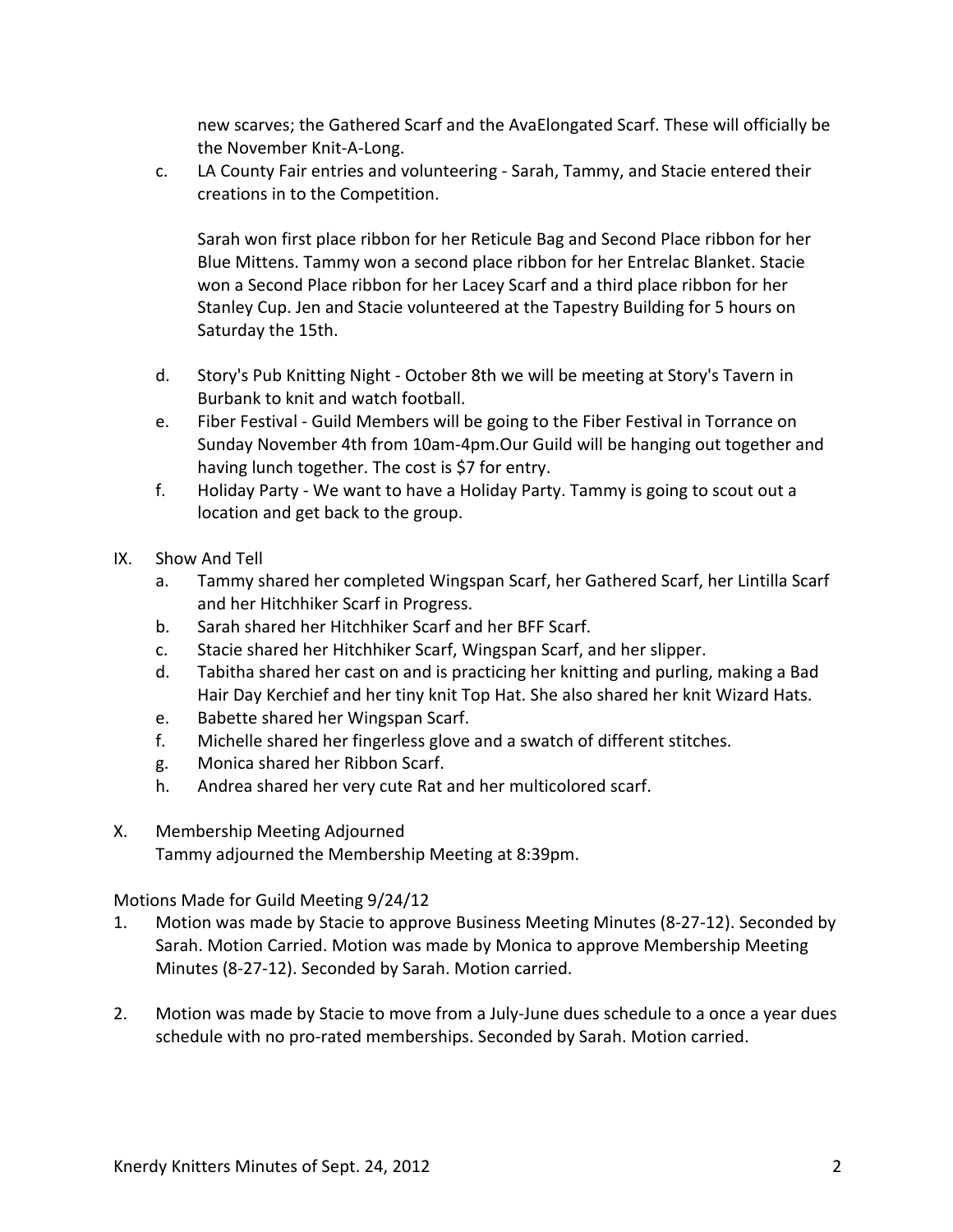new scarves; the Gathered Scarf and the AvaElongated Scarf. These will officially be the November Knit-A-Long.

c. LA County Fair entries and volunteering - Sarah, Tammy, and Stacie entered their creations in to the Competition.

   Sarah won first place ribbon for her Reticule Bag and Second Place ribbon for her Blue Mittens. Tammy won a second place ribbon for her Entrelac Blanket. Stacie won a Second Place ribbon for her Lacey Scarf and a third place ribbon for her Stanley Cup. Jen and Stacie volunteered at the Tapestry Building for 5 hours on Saturday the 15th.

d. Story's Pub Knitting Night - October 8th we will be meeting at Story's Tavern in Burbank to knit and watch football.

e. Fiber Festival - Guild Members will be going to the Fiber Festival in Torrance on Sunday November 4th from 10am-4pm.Our Guild will be hanging out together and having lunch together. The cost is $7 for entry.

f. Holiday Party - We want to have a Holiday Party. Tammy is going to scout out a location and get back to the group.

IX. Show And Tell

a. Tammy shared her completed Wingspan Scarf, her Gathered Scarf, her Lintilla Scarf and her Hitchhiker Scarf in Progress.
b. Sarah shared her Hitchhiker Scarf and her BFF Scarf.
c. Stacie shared her Hitchhiker Scarf, Wingspan Scarf, and her slipper.
d. Tabitha shared her cast on and is practicing her knitting and purling, making a Bad Hair Day Kerchief and her tiny knit Top Hat. She also shared her knit Wizard Hats.
e. Babette shared her Wingspan Scarf.
f. Michelle shared her fingerless glove and a swatch of different stitches.
g. Monica shared her Ribbon Scarf.
h. Andrea shared her very cute Rat and her multicolored scarf.

X. Membership Meeting Adjourned

Tammy adjourned the Membership Meeting at 8:39pm.

Motions Made for Guild Meeting 9/24/12

1. Motion was made by Stacie to approve Business Meeting Minutes (8-27-12). Seconded by Sarah. Motion Carried. Motion was made by Monica to approve Membership Meeting Minutes (8-27-12). Seconded by Sarah. Motion carried.

2. Motion was made by Stacie to move from a July-June dues schedule to a once a year dues schedule with no pro-rated memberships. Seconded by Sarah. Motion carried.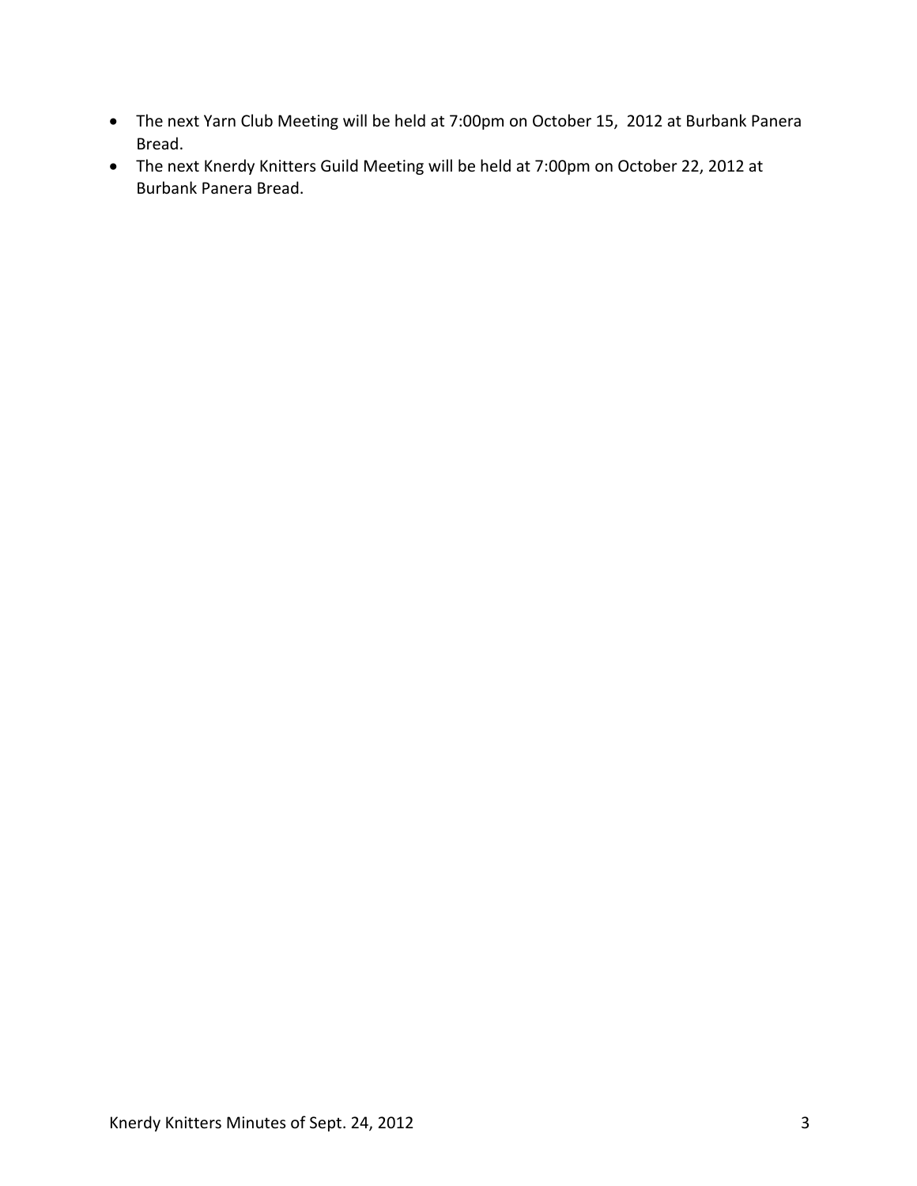- The next Yarn Club Meeting will be held at 7:00pm on October 15,  2012 at Burbank Panera Bread.
- The next Knerdy Knitters Guild Meeting will be held at 7:00pm on October 22, 2012 at Burbank Panera Bread.